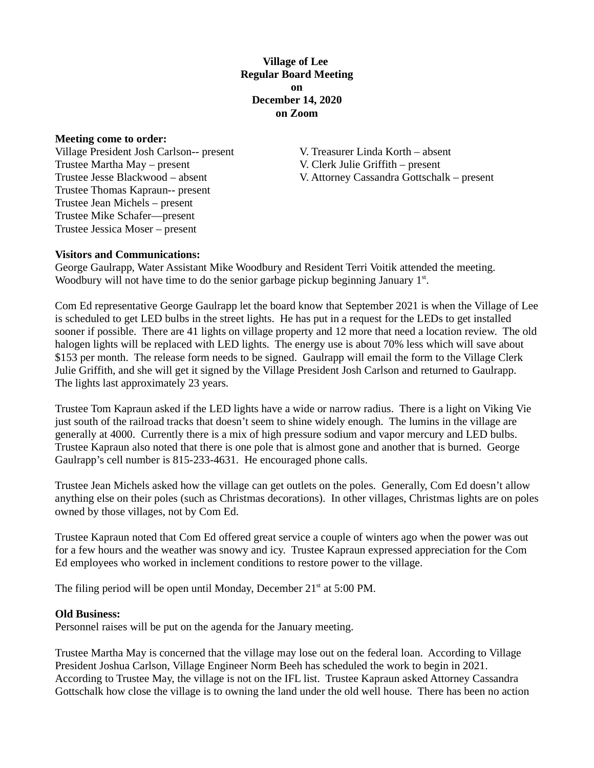**Village of Lee**
**Regular Board Meeting**
**on**
**December 14, 2020**
**on Zoom**

**Meeting come to order:**

Village President Josh Carlson-- present
Trustee Martha May – present
Trustee Jesse Blackwood – absent
Trustee Thomas Kapraun-- present
Trustee Jean Michels – present
Trustee Mike Schafer—present
Trustee Jessica Moser – present

V. Treasurer Linda Korth – absent
V. Clerk Julie Griffith – present
V. Attorney Cassandra Gottschalk – present

**Visitors and Communications:**

George Gaulrapp, Water Assistant Mike Woodbury and Resident Terri Voitik attended the meeting. Woodbury will not have time to do the senior garbage pickup beginning January 1st.

Com Ed representative George Gaulrapp let the board know that September 2021 is when the Village of Lee is scheduled to get LED bulbs in the street lights. He has put in a request for the LEDs to get installed sooner if possible. There are 41 lights on village property and 12 more that need a location review. The old halogen lights will be replaced with LED lights. The energy use is about 70% less which will save about $153 per month. The release form needs to be signed. Gaulrapp will email the form to the Village Clerk Julie Griffith, and she will get it signed by the Village President Josh Carlson and returned to Gaulrapp. The lights last approximately 23 years.

Trustee Tom Kapraun asked if the LED lights have a wide or narrow radius. There is a light on Viking Vie just south of the railroad tracks that doesn't seem to shine widely enough. The lumins in the village are generally at 4000. Currently there is a mix of high pressure sodium and vapor mercury and LED bulbs. Trustee Kapraun also noted that there is one pole that is almost gone and another that is burned. George Gaulrapp's cell number is 815-233-4631. He encouraged phone calls.

Trustee Jean Michels asked how the village can get outlets on the poles. Generally, Com Ed doesn't allow anything else on their poles (such as Christmas decorations). In other villages, Christmas lights are on poles owned by those villages, not by Com Ed.

Trustee Kapraun noted that Com Ed offered great service a couple of winters ago when the power was out for a few hours and the weather was snowy and icy. Trustee Kapraun expressed appreciation for the Com Ed employees who worked in inclement conditions to restore power to the village.

The filing period will be open until Monday, December 21st at 5:00 PM.

**Old Business:**

Personnel raises will be put on the agenda for the January meeting.

Trustee Martha May is concerned that the village may lose out on the federal loan. According to Village President Joshua Carlson, Village Engineer Norm Beeh has scheduled the work to begin in 2021. According to Trustee May, the village is not on the IFL list. Trustee Kapraun asked Attorney Cassandra Gottschalk how close the village is to owning the land under the old well house. There has been no action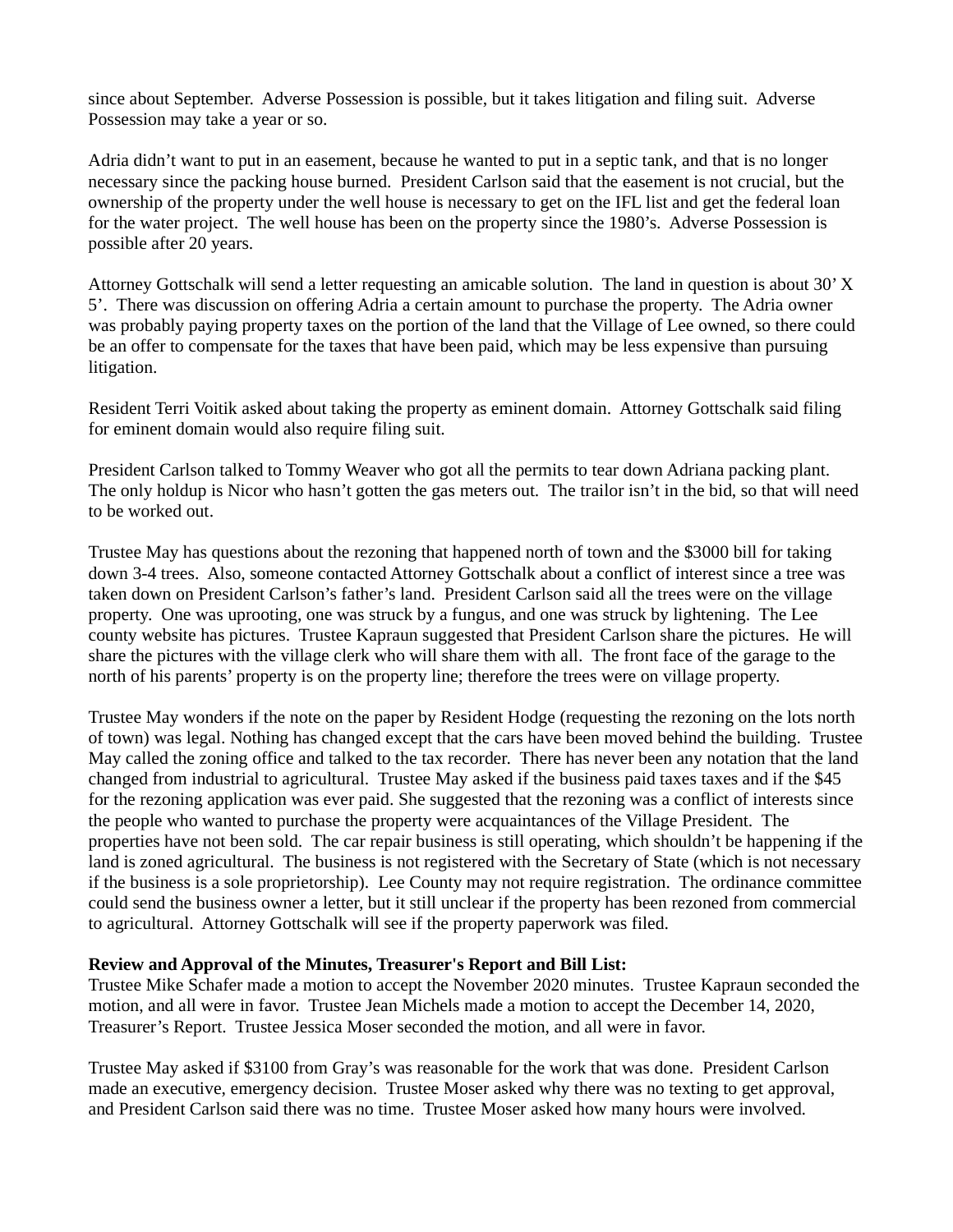since about September. Adverse Possession is possible, but it takes litigation and filing suit. Adverse Possession may take a year or so.

Adria didn't want to put in an easement, because he wanted to put in a septic tank, and that is no longer necessary since the packing house burned. President Carlson said that the easement is not crucial, but the ownership of the property under the well house is necessary to get on the IFL list and get the federal loan for the water project. The well house has been on the property since the 1980's. Adverse Possession is possible after 20 years.

Attorney Gottschalk will send a letter requesting an amicable solution. The land in question is about 30' X 5'. There was discussion on offering Adria a certain amount to purchase the property. The Adria owner was probably paying property taxes on the portion of the land that the Village of Lee owned, so there could be an offer to compensate for the taxes that have been paid, which may be less expensive than pursuing litigation.

Resident Terri Voitik asked about taking the property as eminent domain. Attorney Gottschalk said filing for eminent domain would also require filing suit.

President Carlson talked to Tommy Weaver who got all the permits to tear down Adriana packing plant. The only holdup is Nicor who hasn't gotten the gas meters out. The trailor isn't in the bid, so that will need to be worked out.

Trustee May has questions about the rezoning that happened north of town and the $3000 bill for taking down 3-4 trees. Also, someone contacted Attorney Gottschalk about a conflict of interest since a tree was taken down on President Carlson's father's land. President Carlson said all the trees were on the village property. One was uprooting, one was struck by a fungus, and one was struck by lightening. The Lee county website has pictures. Trustee Kapraun suggested that President Carlson share the pictures. He will share the pictures with the village clerk who will share them with all. The front face of the garage to the north of his parents' property is on the property line; therefore the trees were on village property.

Trustee May wonders if the note on the paper by Resident Hodge (requesting the rezoning on the lots north of town) was legal. Nothing has changed except that the cars have been moved behind the building. Trustee May called the zoning office and talked to the tax recorder. There has never been any notation that the land changed from industrial to agricultural. Trustee May asked if the business paid taxes taxes and if the $45 for the rezoning application was ever paid. She suggested that the rezoning was a conflict of interests since the people who wanted to purchase the property were acquaintances of the Village President. The properties have not been sold. The car repair business is still operating, which shouldn't be happening if the land is zoned agricultural. The business is not registered with the Secretary of State (which is not necessary if the business is a sole proprietorship). Lee County may not require registration. The ordinance committee could send the business owner a letter, but it still unclear if the property has been rezoned from commercial to agricultural. Attorney Gottschalk will see if the property paperwork was filed.

**Review and Approval of the Minutes, Treasurer's Report and Bill List:**
Trustee Mike Schafer made a motion to accept the November 2020 minutes. Trustee Kapraun seconded the motion, and all were in favor. Trustee Jean Michels made a motion to accept the December 14, 2020, Treasurer's Report. Trustee Jessica Moser seconded the motion, and all were in favor.

Trustee May asked if $3100 from Gray's was reasonable for the work that was done. President Carlson made an executive, emergency decision. Trustee Moser asked why there was no texting to get approval, and President Carlson said there was no time. Trustee Moser asked how many hours were involved.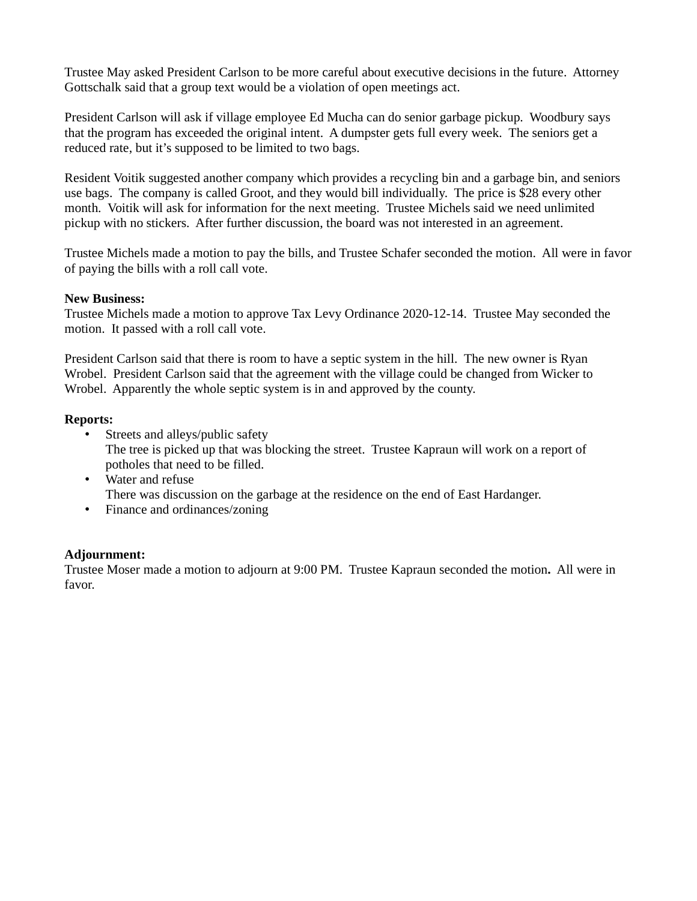Trustee May asked President Carlson to be more careful about executive decisions in the future. Attorney Gottschalk said that a group text would be a violation of open meetings act.

President Carlson will ask if village employee Ed Mucha can do senior garbage pickup. Woodbury says that the program has exceeded the original intent. A dumpster gets full every week. The seniors get a reduced rate, but it's supposed to be limited to two bags.

Resident Voitik suggested another company which provides a recycling bin and a garbage bin, and seniors use bags. The company is called Groot, and they would bill individually. The price is $28 every other month. Voitik will ask for information for the next meeting. Trustee Michels said we need unlimited pickup with no stickers. After further discussion, the board was not interested in an agreement.

Trustee Michels made a motion to pay the bills, and Trustee Schafer seconded the motion. All were in favor of paying the bills with a roll call vote.

**New Business:**
Trustee Michels made a motion to approve Tax Levy Ordinance 2020-12-14. Trustee May seconded the motion. It passed with a roll call vote.

President Carlson said that there is room to have a septic system in the hill. The new owner is Ryan Wrobel. President Carlson said that the agreement with the village could be changed from Wicker to Wrobel. Apparently the whole septic system is in and approved by the county.

**Reports:**

- Streets and alleys/public safety
  The tree is picked up that was blocking the street. Trustee Kapraun will work on a report of potholes that need to be filled.
- Water and refuse
  There was discussion on the garbage at the residence on the end of East Hardanger.
- Finance and ordinances/zoning

**Adjournment:**
Trustee Moser made a motion to adjourn at 9:00 PM. Trustee Kapraun seconded the motion**.** All were in favor.